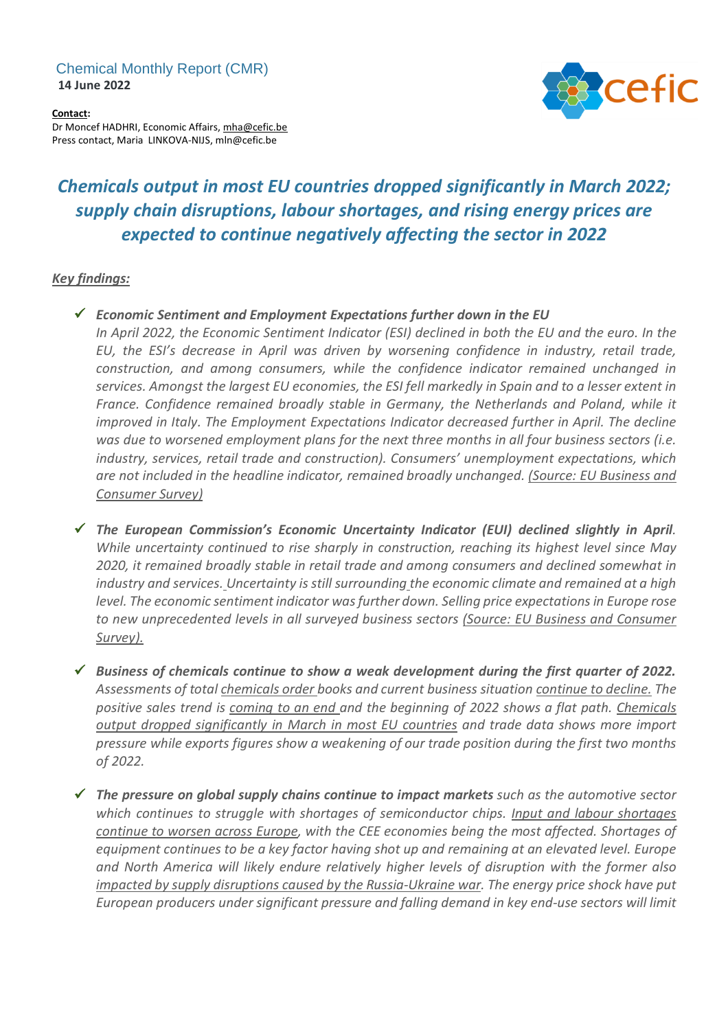Chemical Monthly Report (CMR)
**14 June 2022**

**Contact:**
Dr Moncef HADHRI, Economic Affairs, mha@cefic.be
Press contact, Maria LINKOVA-NIJS, mln@cefic.be

# *Chemicals output in most EU countries dropped significantly in March 2022; supply chain disruptions, labour shortages, and rising energy prices are expected to continue negatively affecting the sector in 2022*

## *Key findings:*

- ***Economic Sentiment and Employment Expectations further down in the EU***
  *In April 2022, the Economic Sentiment Indicator (ESI) declined in both the EU and the euro. In the EU, the ESI's decrease in April was driven by worsening confidence in industry, retail trade, construction, and among consumers, while the confidence indicator remained unchanged in services. Amongst the largest EU economies, the ESI fell markedly in Spain and to a lesser extent in France. Confidence remained broadly stable in Germany, the Netherlands and Poland, while it improved in Italy. The Employment Expectations Indicator decreased further in April. The decline was due to worsened employment plans for the next three months in all four business sectors (i.e. industry, services, retail trade and construction). Consumers' unemployment expectations, which are not included in the headline indicator, remained broadly unchanged. (Source: EU Business and Consumer Survey)*

- ***The European Commission's Economic Uncertainty Indicator (EUI) declined slightly in April.*** *While uncertainty continued to rise sharply in construction, reaching its highest level since May 2020, it remained broadly stable in retail trade and among consumers and declined somewhat in industry and services. Uncertainty is still surrounding the economic climate and remained at a high level. The economic sentiment indicator was further down. Selling price expectations in Europe rose to new unprecedented levels in all surveyed business sectors (Source: EU Business and Consumer Survey).*

- ***Business of chemicals continue to show a weak development during the first quarter of 2022.*** *Assessments of total chemicals order books and current business situation continue to decline. The positive sales trend is coming to an end and the beginning of 2022 shows a flat path. Chemicals output dropped significantly in March in most EU countries and trade data shows more import pressure while exports figures show a weakening of our trade position during the first two months of 2022.*

- ***The pressure on global supply chains continue to impact markets*** *such as the automotive sector which continues to struggle with shortages of semiconductor chips. Input and labour shortages continue to worsen across Europe, with the CEE economies being the most affected. Shortages of equipment continues to be a key factor having shot up and remaining at an elevated level. Europe and North America will likely endure relatively higher levels of disruption with the former also impacted by supply disruptions caused by the Russia-Ukraine war. The energy price shock have put European producers under significant pressure and falling demand in key end-use sectors will limit*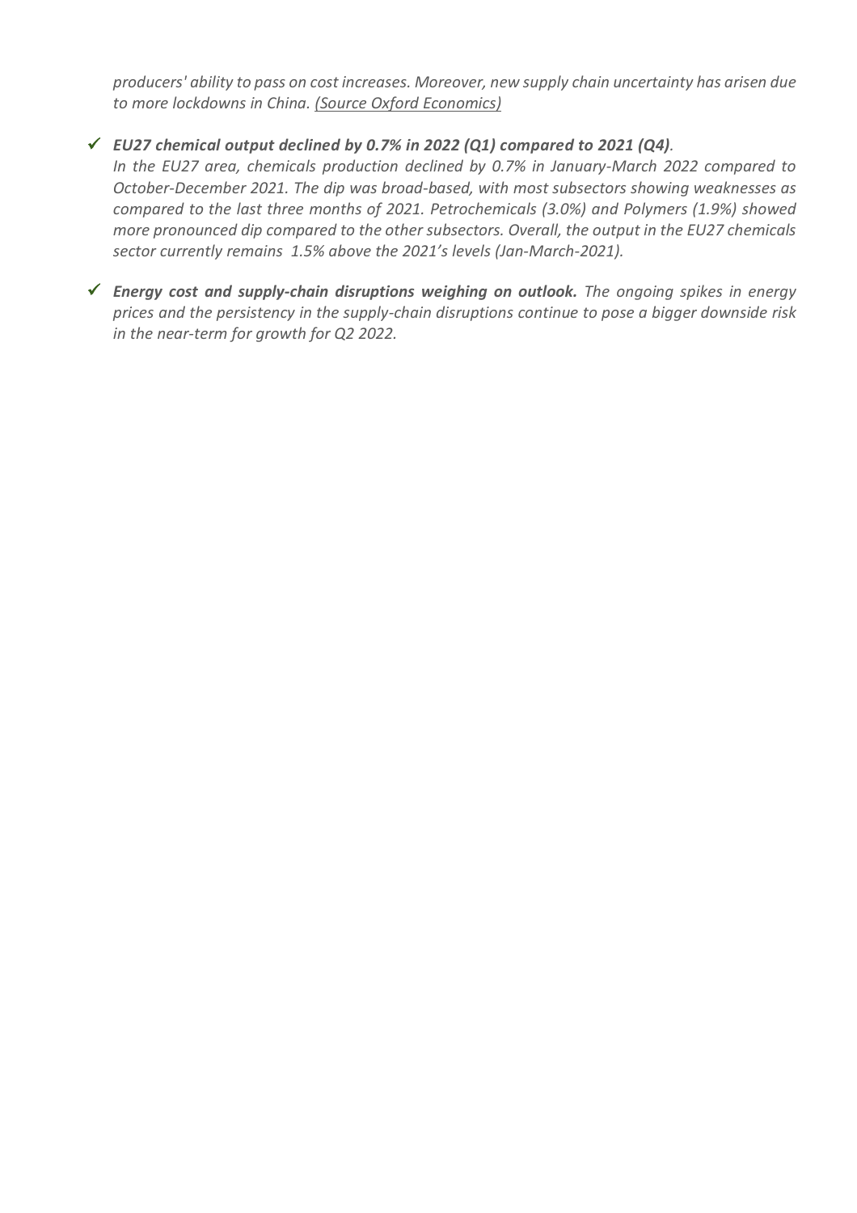*producers' ability to pass on cost increases. Moreover, new supply chain uncertainty has arisen due to more lockdowns in China. (Source Oxford Economics)*

- ✓ ***EU27 chemical output declined by 0.7% in 2022 (Q1) compared to 2021 (Q4)**.*
  *In the EU27 area, chemicals production declined by 0.7% in January-March 2022 compared to October-December 2021. The dip was broad-based, with most subsectors showing weaknesses as compared to the last three months of 2021. Petrochemicals (3.0%) and Polymers (1.9%) showed more pronounced dip compared to the other subsectors. Overall, the output in the EU27 chemicals sector currently remains 1.5% above the 2021's levels (Jan-March-2021).*

- ✓ ***Energy cost and supply-chain disruptions weighing on outlook.** The ongoing spikes in energy prices and the persistency in the supply-chain disruptions continue to pose a bigger downside risk in the near-term for growth for Q2 2022.*